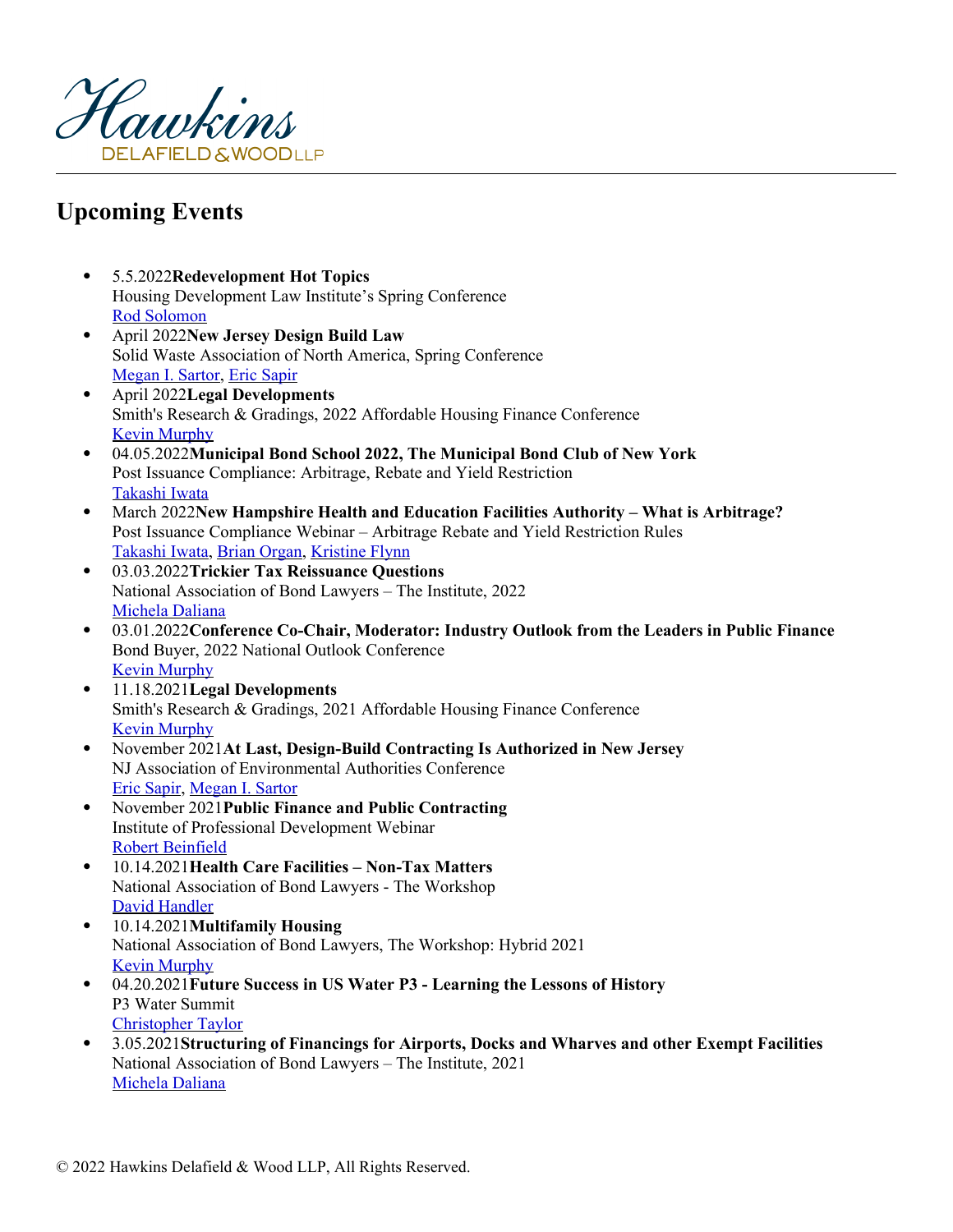# Upcoming Events

- 5.5.2022**Redevelopment Hot Topics**
  Housing Development Law Institute's Spring Conference
  Rod Solomon
- April 2022**New Jersey Design Build Law**
  Solid Waste Association of North America, Spring Conference
  Megan I. Sartor, Eric Sapir
- April 2022**Legal Developments**
  Smith's Research & Gradings, 2022 Affordable Housing Finance Conference
  Kevin Murphy
- 04.05.2022**Municipal Bond School 2022, The Municipal Bond Club of New York**
  Post Issuance Compliance: Arbitrage, Rebate and Yield Restriction
  Takashi Iwata
- March 2022**New Hampshire Health and Education Facilities Authority – What is Arbitrage?**
  Post Issuance Compliance Webinar – Arbitrage Rebate and Yield Restriction Rules
  Takashi Iwata, Brian Organ, Kristine Flynn
- 03.03.2022**Trickier Tax Reissuance Questions**
  National Association of Bond Lawyers – The Institute, 2022
  Michela Daliana
- 03.01.2022**Conference Co-Chair, Moderator: Industry Outlook from the Leaders in Public Finance**
  Bond Buyer, 2022 National Outlook Conference
  Kevin Murphy
- 11.18.2021**Legal Developments**
  Smith's Research & Gradings, 2021 Affordable Housing Finance Conference
  Kevin Murphy
- November 2021**At Last, Design-Build Contracting Is Authorized in New Jersey**
  NJ Association of Environmental Authorities Conference
  Eric Sapir, Megan I. Sartor
- November 2021**Public Finance and Public Contracting**
  Institute of Professional Development Webinar
  Robert Beinfield
- 10.14.2021**Health Care Facilities – Non-Tax Matters**
  National Association of Bond Lawyers - The Workshop
  David Handler
- 10.14.2021**Multifamily Housing**
  National Association of Bond Lawyers, The Workshop: Hybrid 2021
  Kevin Murphy
- 04.20.2021**Future Success in US Water P3 - Learning the Lessons of History**
  P3 Water Summit
  Christopher Taylor
- 3.05.2021**Structuring of Financings for Airports, Docks and Wharves and other Exempt Facilities**
  National Association of Bond Lawyers – The Institute, 2021
  Michela Daliana

© 2022 Hawkins Delafield & Wood LLP, All Rights Reserved.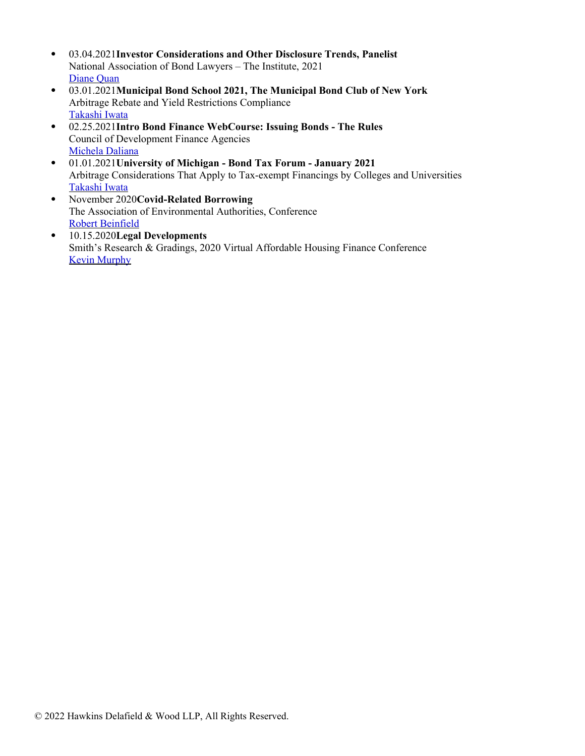- 03.04.2021**Investor Considerations and Other Disclosure Trends, Panelist**
  National Association of Bond Lawyers – The Institute, 2021
  Diane Quan
- 03.01.2021**Municipal Bond School 2021, The Municipal Bond Club of New York**
  Arbitrage Rebate and Yield Restrictions Compliance
  Takashi Iwata
- 02.25.2021**Intro Bond Finance WebCourse: Issuing Bonds - The Rules**
  Council of Development Finance Agencies
  Michela Daliana
- 01.01.2021**University of Michigan - Bond Tax Forum - January 2021**
  Arbitrage Considerations That Apply to Tax-exempt Financings by Colleges and Universities
  Takashi Iwata
- November 2020**Covid-Related Borrowing**
  The Association of Environmental Authorities, Conference
  Robert Beinfield
- 10.15.2020**Legal Developments**
  Smith's Research & Gradings, 2020 Virtual Affordable Housing Finance Conference
  Kevin Murphy

© 2022 Hawkins Delafield & Wood LLP, All Rights Reserved.